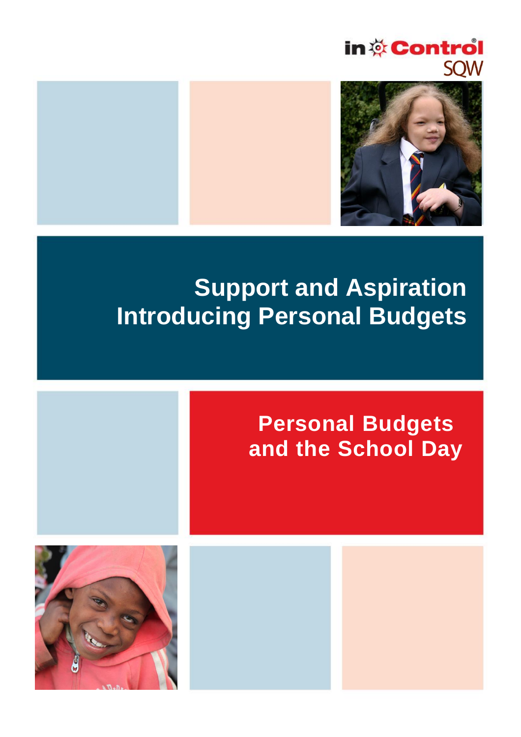in Control
SQW

# Support and Aspiration Introducing Personal Budgets

## Personal Budgets and the School Day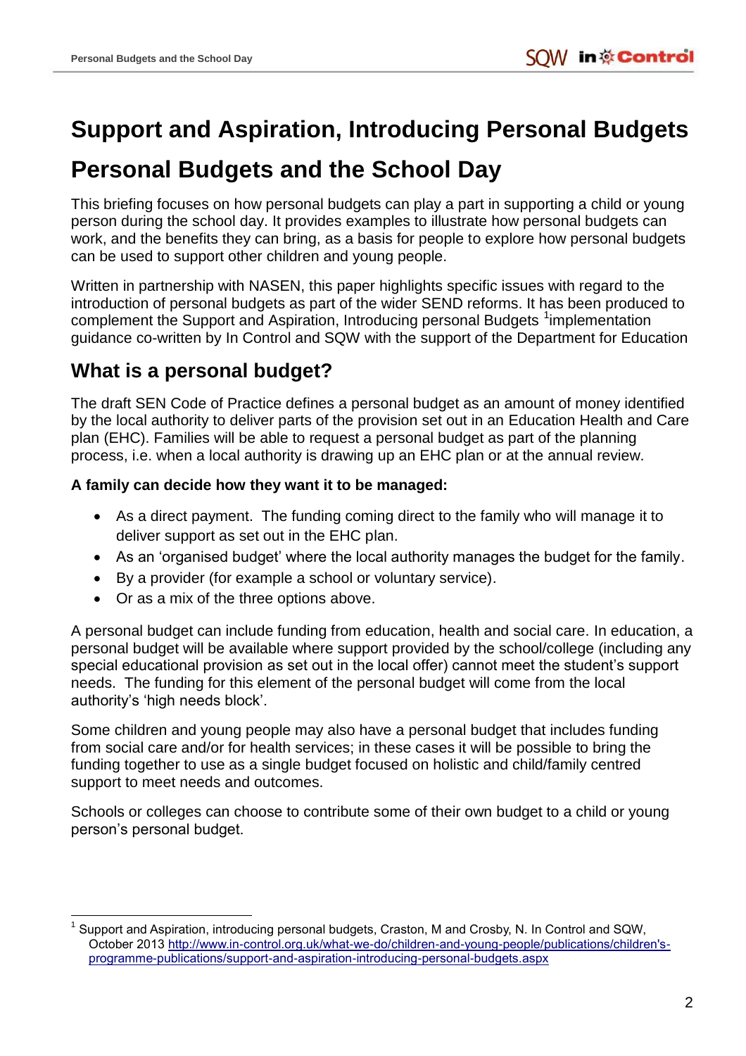# Support and Aspiration, Introducing Personal Budgets

# Personal Budgets and the School Day

This briefing focuses on how personal budgets can play a part in supporting a child or young person during the school day. It provides examples to illustrate how personal budgets can work, and the benefits they can bring, as a basis for people to explore how personal budgets can be used to support other children and young people.

Written in partnership with NASEN, this paper highlights specific issues with regard to the introduction of personal budgets as part of the wider SEND reforms. It has been produced to complement the Support and Aspiration, Introducing personal Budgets [1]implementation guidance co-written by In Control and SQW with the support of the Department for Education

## What is a personal budget?

The draft SEN Code of Practice defines a personal budget as an amount of money identified by the local authority to deliver parts of the provision set out in an Education Health and Care plan (EHC). Families will be able to request a personal budget as part of the planning process, i.e. when a local authority is drawing up an EHC plan or at the annual review.

**A family can decide how they want it to be managed:**

- As a direct payment. The funding coming direct to the family who will manage it to deliver support as set out in the EHC plan.
- As an 'organised budget' where the local authority manages the budget for the family.
- By a provider (for example a school or voluntary service).
- Or as a mix of the three options above.

A personal budget can include funding from education, health and social care. In education, a personal budget will be available where support provided by the school/college (including any special educational provision as set out in the local offer) cannot meet the student's support needs. The funding for this element of the personal budget will come from the local authority's 'high needs block'.

Some children and young people may also have a personal budget that includes funding from social care and/or for health services; in these cases it will be possible to bring the funding together to use as a single budget focused on holistic and child/family centred support to meet needs and outcomes.

Schools or colleges can choose to contribute some of their own budget to a child or young person's personal budget.

---

[1] Support and Aspiration, introducing personal budgets, Craston, M and Crosby, N. In Control and SQW, October 2013 http://www.in-control.org.uk/what-we-do/children-and-young-people/publications/children's-programme-publications/support-and-aspiration-introducing-personal-budgets.aspx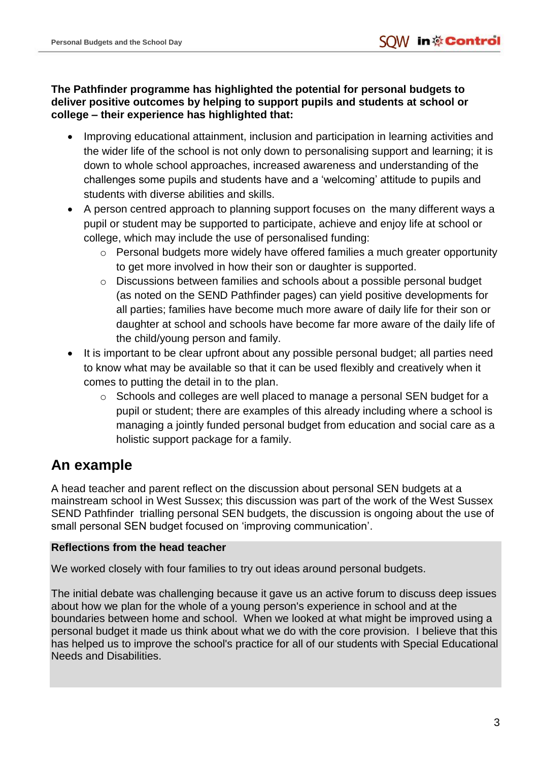**The Pathfinder programme has highlighted the potential for personal budgets to deliver positive outcomes by helping to support pupils and students at school or college – their experience has highlighted that:**

- Improving educational attainment, inclusion and participation in learning activities and the wider life of the school is not only down to personalising support and learning; it is down to whole school approaches, increased awareness and understanding of the challenges some pupils and students have and a 'welcoming' attitude to pupils and students with diverse abilities and skills.
- A person centred approach to planning support focuses on the many different ways a pupil or student may be supported to participate, achieve and enjoy life at school or college, which may include the use of personalised funding:
  - Personal budgets more widely have offered families a much greater opportunity to get more involved in how their son or daughter is supported.
  - Discussions between families and schools about a possible personal budget (as noted on the SEND Pathfinder pages) can yield positive developments for all parties; families have become much more aware of daily life for their son or daughter at school and schools have become far more aware of the daily life of the child/young person and family.
- It is important to be clear upfront about any possible personal budget; all parties need to know what may be available so that it can be used flexibly and creatively when it comes to putting the detail in to the plan.
  - Schools and colleges are well placed to manage a personal SEN budget for a pupil or student; there are examples of this already including where a school is managing a jointly funded personal budget from education and social care as a holistic support package for a family.

## An example

A head teacher and parent reflect on the discussion about personal SEN budgets at a mainstream school in West Sussex; this discussion was part of the work of the West Sussex SEND Pathfinder trialling personal SEN budgets, the discussion is ongoing about the use of small personal SEN budget focused on 'improving communication'.

**Reflections from the head teacher**

We worked closely with four families to try out ideas around personal budgets.

The initial debate was challenging because it gave us an active forum to discuss deep issues about how we plan for the whole of a young person's experience in school and at the boundaries between home and school. When we looked at what might be improved using a personal budget it made us think about what we do with the core provision. I believe that this has helped us to improve the school's practice for all of our students with Special Educational Needs and Disabilities.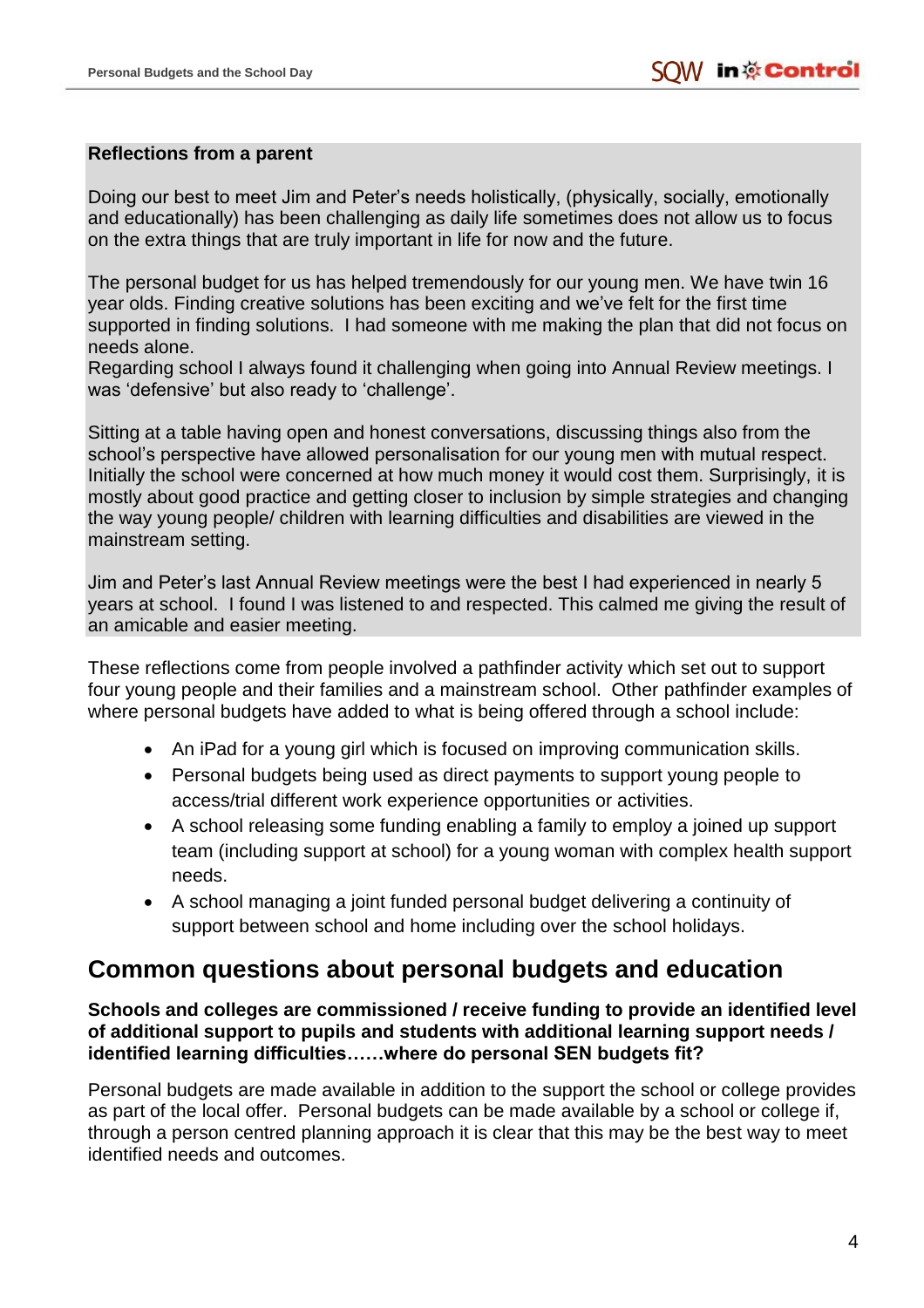**Reflections from a parent**

Doing our best to meet Jim and Peter's needs holistically, (physically, socially, emotionally and educationally) has been challenging as daily life sometimes does not allow us to focus on the extra things that are truly important in life for now and the future.

The personal budget for us has helped tremendously for our young men. We have twin 16 year olds. Finding creative solutions has been exciting and we've felt for the first time supported in finding solutions. I had someone with me making the plan that did not focus on needs alone.
Regarding school I always found it challenging when going into Annual Review meetings. I was 'defensive' but also ready to 'challenge'.

Sitting at a table having open and honest conversations, discussing things also from the school's perspective have allowed personalisation for our young men with mutual respect. Initially the school were concerned at how much money it would cost them. Surprisingly, it is mostly about good practice and getting closer to inclusion by simple strategies and changing the way young people/ children with learning difficulties and disabilities are viewed in the mainstream setting.

Jim and Peter's last Annual Review meetings were the best I had experienced in nearly 5 years at school. I found I was listened to and respected. This calmed me giving the result of an amicable and easier meeting.

These reflections come from people involved a pathfinder activity which set out to support four young people and their families and a mainstream school. Other pathfinder examples of where personal budgets have added to what is being offered through a school include:

- An iPad for a young girl which is focused on improving communication skills.
- Personal budgets being used as direct payments to support young people to access/trial different work experience opportunities or activities.
- A school releasing some funding enabling a family to employ a joined up support team (including support at school) for a young woman with complex health support needs.
- A school managing a joint funded personal budget delivering a continuity of support between school and home including over the school holidays.

## Common questions about personal budgets and education

**Schools and colleges are commissioned / receive funding to provide an identified level of additional support to pupils and students with additional learning support needs / identified learning difficulties……where do personal SEN budgets fit?**

Personal budgets are made available in addition to the support the school or college provides as part of the local offer. Personal budgets can be made available by a school or college if, through a person centred planning approach it is clear that this may be the best way to meet identified needs and outcomes.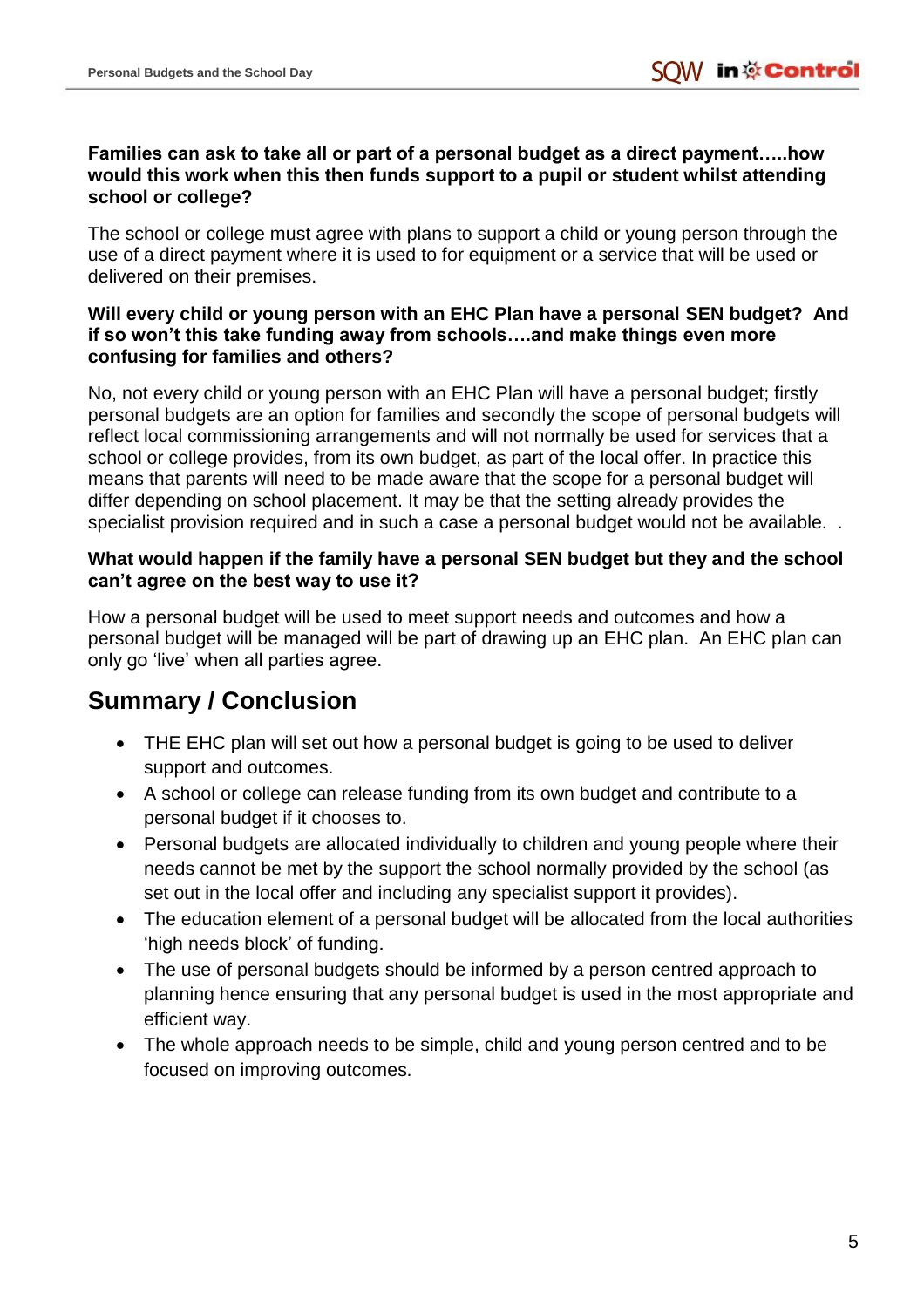**Families can ask to take all or part of a personal budget as a direct payment…..how would this work when this then funds support to a pupil or student whilst attending school or college?**

The school or college must agree with plans to support a child or young person through the use of a direct payment where it is used to for equipment or a service that will be used or delivered on their premises.

**Will every child or young person with an EHC Plan have a personal SEN budget? And if so won't this take funding away from schools….and make things even more confusing for families and others?**

No, not every child or young person with an EHC Plan will have a personal budget; firstly personal budgets are an option for families and secondly the scope of personal budgets will reflect local commissioning arrangements and will not normally be used for services that a school or college provides, from its own budget, as part of the local offer. In practice this means that parents will need to be made aware that the scope for a personal budget will differ depending on school placement. It may be that the setting already provides the specialist provision required and in such a case a personal budget would not be available. .

**What would happen if the family have a personal SEN budget but they and the school can't agree on the best way to use it?**

How a personal budget will be used to meet support needs and outcomes and how a personal budget will be managed will be part of drawing up an EHC plan. An EHC plan can only go 'live' when all parties agree.

## Summary / Conclusion

- THE EHC plan will set out how a personal budget is going to be used to deliver support and outcomes.
- A school or college can release funding from its own budget and contribute to a personal budget if it chooses to.
- Personal budgets are allocated individually to children and young people where their needs cannot be met by the support the school normally provided by the school (as set out in the local offer and including any specialist support it provides).
- The education element of a personal budget will be allocated from the local authorities 'high needs block' of funding.
- The use of personal budgets should be informed by a person centred approach to planning hence ensuring that any personal budget is used in the most appropriate and efficient way.
- The whole approach needs to be simple, child and young person centred and to be focused on improving outcomes.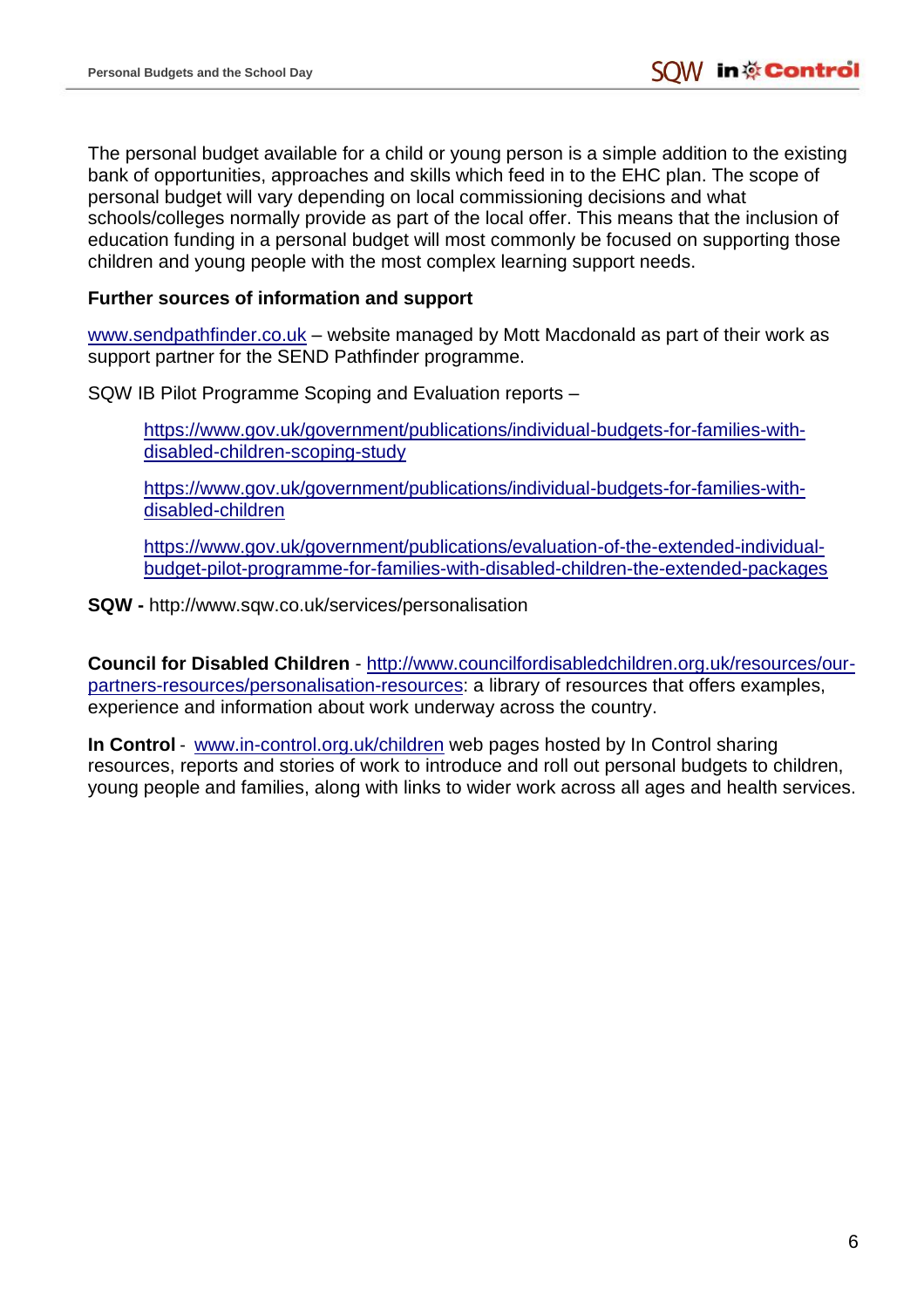The personal budget available for a child or young person is a simple addition to the existing bank of opportunities, approaches and skills which feed in to the EHC plan. The scope of personal budget will vary depending on local commissioning decisions and what schools/colleges normally provide as part of the local offer. This means that the inclusion of education funding in a personal budget will most commonly be focused on supporting those children and young people with the most complex learning support needs.

**Further sources of information and support**

www.sendpathfinder.co.uk – website managed by Mott Macdonald as part of their work as support partner for the SEND Pathfinder programme.

SQW IB Pilot Programme Scoping and Evaluation reports –

> https://www.gov.uk/government/publications/individual-budgets-for-families-with-disabled-children-scoping-study
>
> https://www.gov.uk/government/publications/individual-budgets-for-families-with-disabled-children
>
> https://www.gov.uk/government/publications/evaluation-of-the-extended-individual-budget-pilot-programme-for-families-with-disabled-children-the-extended-packages

**SQW -** http://www.sqw.co.uk/services/personalisation

**Council for Disabled Children** - http://www.councilfordisabledchildren.org.uk/resources/our-partners-resources/personalisation-resources: a library of resources that offers examples, experience and information about work underway across the country.

**In Control** - www.in-control.org.uk/children web pages hosted by In Control sharing resources, reports and stories of work to introduce and roll out personal budgets to children, young people and families, along with links to wider work across all ages and health services.